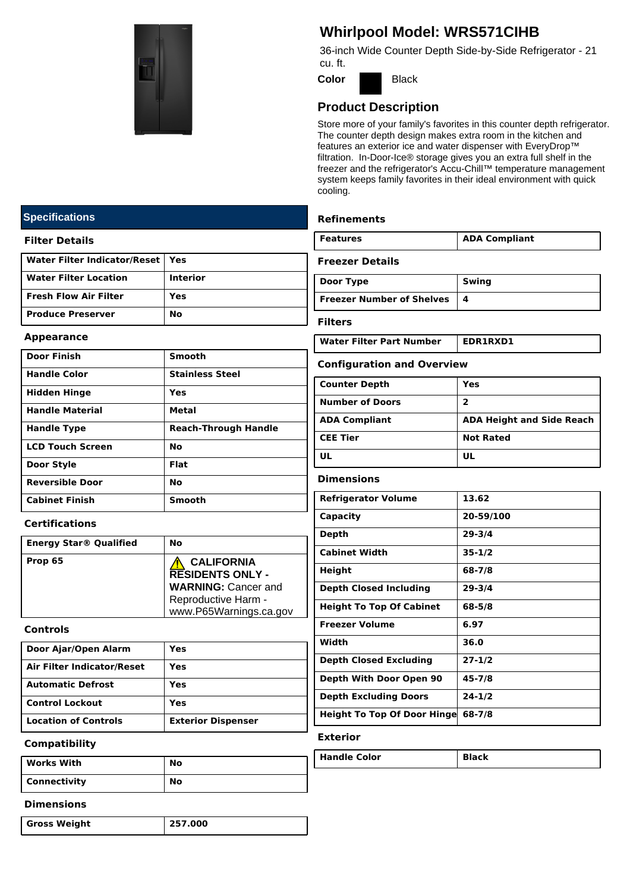# Whirlpool Model: WRS571CIHB

36-inch Wide Counter Depth Side-by-Side Refrigerator - 21 cu. ft.

**Color** Black

## Product Description

Store more of your family's favorites in this counter depth refrigerator. The counter depth design makes extra room in the kitchen and features an exterior ice and water dispenser with EveryDrop™ filtration. In-Door-Ice® storage gives you an extra full shelf in the freezer and the refrigerator's Accu-Chill™ temperature management system keeps family favorites in their ideal environment with quick cooling.

## Specifications

### Filter Details

| | |
|---|---|
| Water Filter Indicator/Reset | Yes |
| Water Filter Location | Interior |
| Fresh Flow Air Filter | Yes |
| Produce Preserver | No |

### Appearance

| | |
|---|---|
| Door Finish | Smooth |
| Handle Color | Stainless Steel |
| Hidden Hinge | Yes |
| Handle Material | Metal |
| Handle Type | Reach-Through Handle |
| LCD Touch Screen | No |
| Door Style | Flat |
| Reversible Door | No |
| Cabinet Finish | Smooth |

### Certifications

| | |
|---|---|
| Energy Star® Qualified | No |
| Prop 65 | ⚠ **CALIFORNIA RESIDENTS ONLY - WARNING:** Cancer and Reproductive Harm - www.P65Warnings.ca.gov |

### Controls

| | |
|---|---|
| Door Ajar/Open Alarm | Yes |
| Air Filter Indicator/Reset | Yes |
| Automatic Defrost | Yes |
| Control Lockout | Yes |
| Location of Controls | Exterior Dispenser |

### Compatibility

| | |
|---|---|
| Works With | No |
| Connectivity | No |

### Dimensions

| | |
|---|---|
| Gross Weight | 257.000 |

### Refinements

| | |
|---|---|
| Features | ADA Compliant |

### Freezer Details

| | |
|---|---|
| Door Type | Swing |
| Freezer Number of Shelves | 4 |

### Filters

| | |
|---|---|
| Water Filter Part Number | EDR1RXD1 |

### Configuration and Overview

| | |
|---|---|
| Counter Depth | Yes |
| Number of Doors | 2 |
| ADA Compliant | ADA Height and Side Reach |
| CEE Tier | Not Rated |
| UL | UL |

### Dimensions

| | |
|---|---|
| Refrigerator Volume | 13.62 |
| Capacity | 20-59/100 |
| Depth | 29-3/4 |
| Cabinet Width | 35-1/2 |
| Height | 68-7/8 |
| Depth Closed Including | 29-3/4 |
| Height To Top Of Cabinet | 68-5/8 |
| Freezer Volume | 6.97 |
| Width | 36.0 |
| Depth Closed Excluding | 27-1/2 |
| Depth With Door Open 90 | 45-7/8 |
| Depth Excluding Doors | 24-1/2 |
| Height To Top Of Door Hinge | 68-7/8 |

### Exterior

| | |
|---|---|
| Handle Color | Black |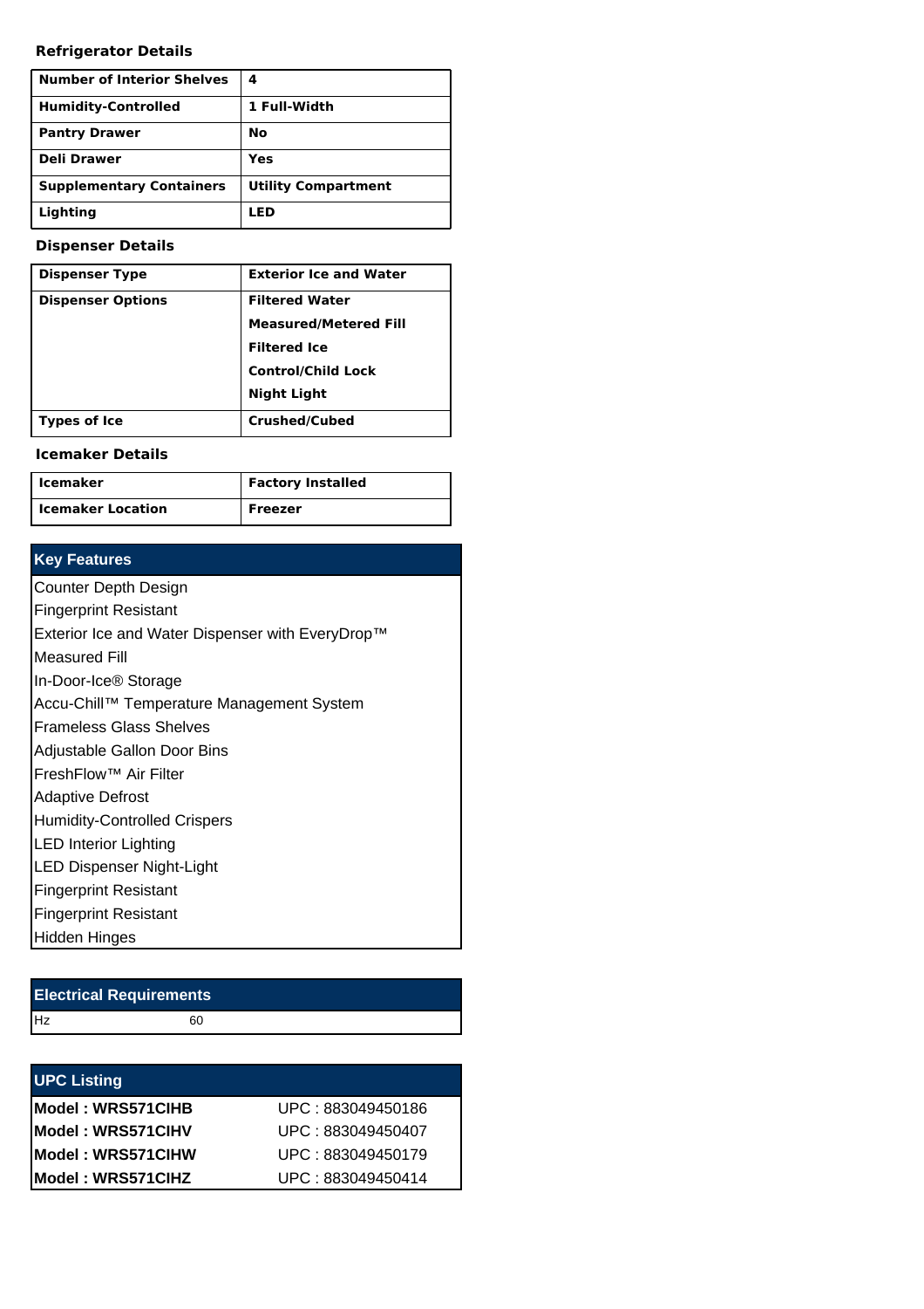### Refrigerator Details

| | |
|---|---|
| **Number of Interior Shelves** | **4** |
| **Humidity-Controlled** | **1 Full-Width** |
| **Pantry Drawer** | **No** |
| **Deli Drawer** | **Yes** |
| **Supplementary Containers** | **Utility Compartment** |
| **Lighting** | **LED** |

### Dispenser Details

| | |
|---|---|
| **Dispenser Type** | **Exterior Ice and Water** |
| **Dispenser Options** | **Filtered Water**<br>**Measured/Metered Fill**<br>**Filtered Ice**<br>**Control/Child Lock**<br>**Night Light** |
| **Types of Ice** | **Crushed/Cubed** |

### Icemaker Details

| | |
|---|---|
| **Icemaker** | **Factory Installed** |
| **Icemaker Location** | **Freezer** |

## Key Features

Counter Depth Design
Fingerprint Resistant
Exterior Ice and Water Dispenser with EveryDrop™
Measured Fill
In-Door-Ice® Storage
Accu-Chill™ Temperature Management System
Frameless Glass Shelves
Adjustable Gallon Door Bins
FreshFlow™ Air Filter
Adaptive Defrost
Humidity-Controlled Crispers
LED Interior Lighting
LED Dispenser Night-Light
Fingerprint Resistant
Fingerprint Resistant
Hidden Hinges

## Electrical Requirements

| | |
|---|---|
| Hz | 60 |

## UPC Listing

| | |
|---|---|
| **Model : WRS571CIHB** | UPC : 883049450186 |
| **Model : WRS571CIHV** | UPC : 883049450407 |
| **Model : WRS571CIHW** | UPC : 883049450179 |
| **Model : WRS571CIHZ** | UPC : 883049450414 |